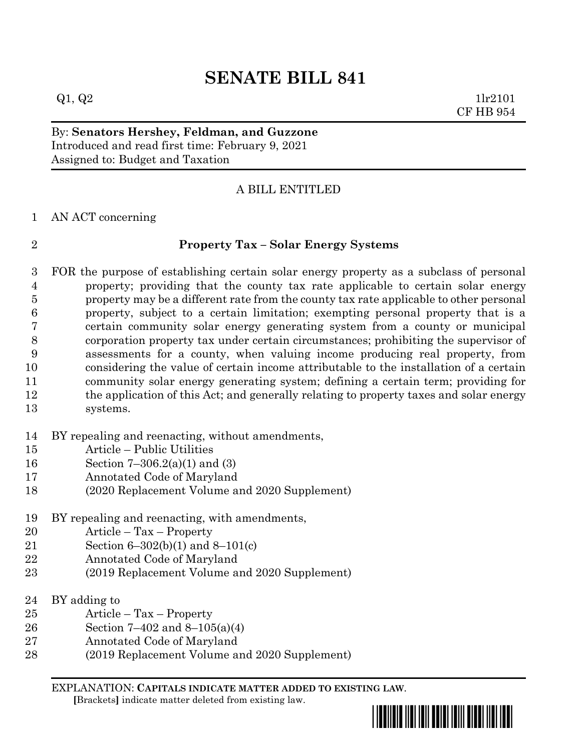# SENATE BILL 841

Q1, Q2 1lr2101
CF HB 954

By: **Senators Hershey, Feldman, and Guzzone**
Introduced and read first time: February 9, 2021
Assigned to: Budget and Taxation

A BILL ENTITLED

AN ACT concerning

**Property Tax – Solar Energy Systems**

FOR the purpose of establishing certain solar energy property as a subclass of personal property; providing that the county tax rate applicable to certain solar energy property may be a different rate from the county tax rate applicable to other personal property, subject to a certain limitation; exempting personal property that is a certain community solar energy generating system from a county or municipal corporation property tax under certain circumstances; prohibiting the supervisor of assessments for a county, when valuing income producing real property, from considering the value of certain income attributable to the installation of a certain community solar energy generating system; defining a certain term; providing for the application of this Act; and generally relating to property taxes and solar energy systems.

BY repealing and reenacting, without amendments,
Article – Public Utilities
Section 7–306.2(a)(1) and (3)
Annotated Code of Maryland
(2020 Replacement Volume and 2020 Supplement)

BY repealing and reenacting, with amendments,
Article – Tax – Property
Section 6–302(b)(1) and 8–101(c)
Annotated Code of Maryland
(2019 Replacement Volume and 2020 Supplement)

BY adding to
Article – Tax – Property
Section 7–402 and 8–105(a)(4)
Annotated Code of Maryland
(2019 Replacement Volume and 2020 Supplement)

EXPLANATION: **CAPITALS INDICATE MATTER ADDED TO EXISTING LAW**.
**[**Brackets**]** indicate matter deleted from existing law.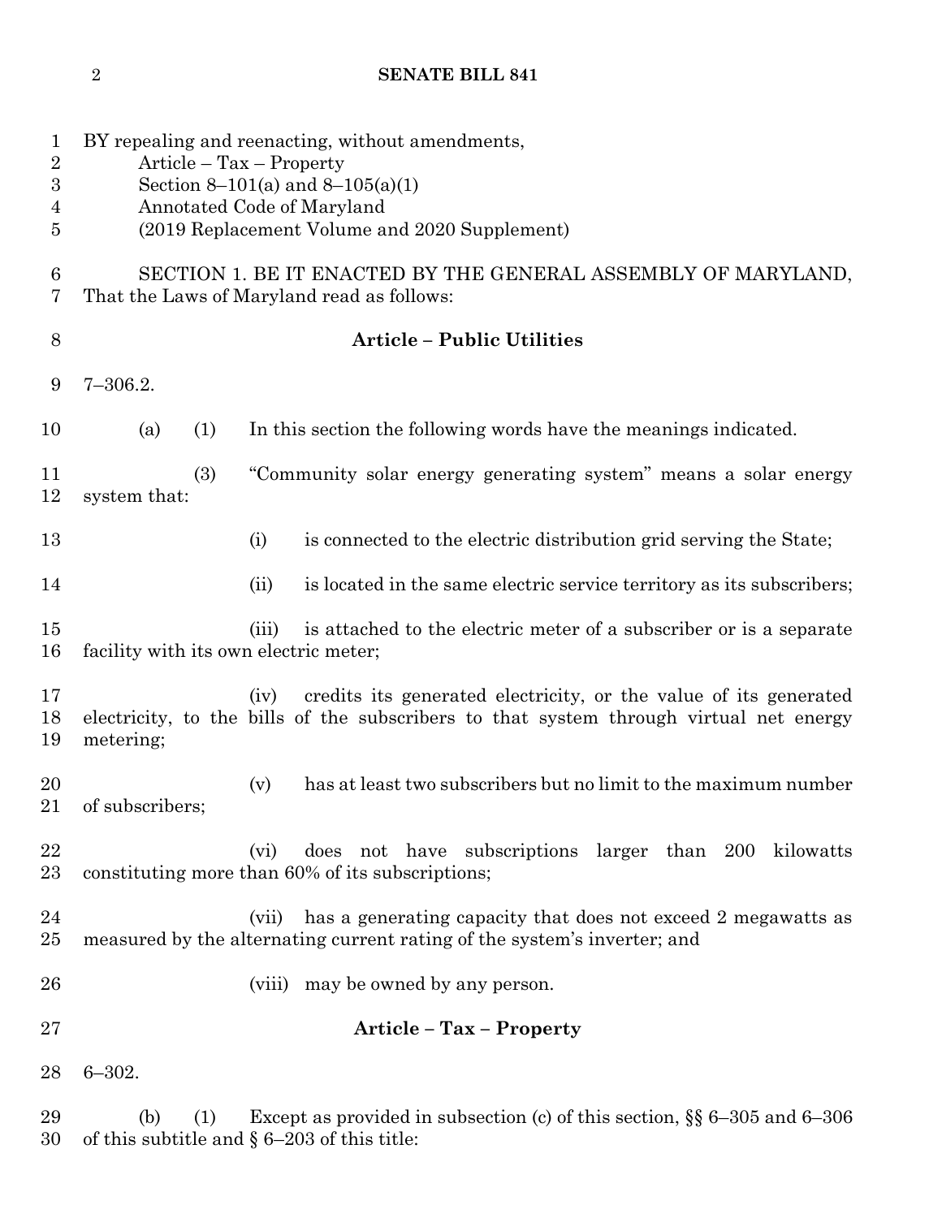BY repealing and reenacting, without amendments,
Article – Tax – Property
Section 8–101(a) and 8–105(a)(1)
Annotated Code of Maryland
(2019 Replacement Volume and 2020 Supplement)

SECTION 1. BE IT ENACTED BY THE GENERAL ASSEMBLY OF MARYLAND, That the Laws of Maryland read as follows:

**Article – Public Utilities**

7–306.2.

(a) (1) In this section the following words have the meanings indicated.

(3) "Community solar energy generating system" means a solar energy system that:

(i) is connected to the electric distribution grid serving the State;

(ii) is located in the same electric service territory as its subscribers;

(iii) is attached to the electric meter of a subscriber or is a separate facility with its own electric meter;

(iv) credits its generated electricity, or the value of its generated electricity, to the bills of the subscribers to that system through virtual net energy metering;

(v) has at least two subscribers but no limit to the maximum number of subscribers;

(vi) does not have subscriptions larger than 200 kilowatts constituting more than 60% of its subscriptions;

(vii) has a generating capacity that does not exceed 2 megawatts as measured by the alternating current rating of the system's inverter; and

(viii) may be owned by any person.

**Article – Tax – Property**

6–302.

(b) (1) Except as provided in subsection (c) of this section, §§ 6–305 and 6–306 of this subtitle and § 6–203 of this title: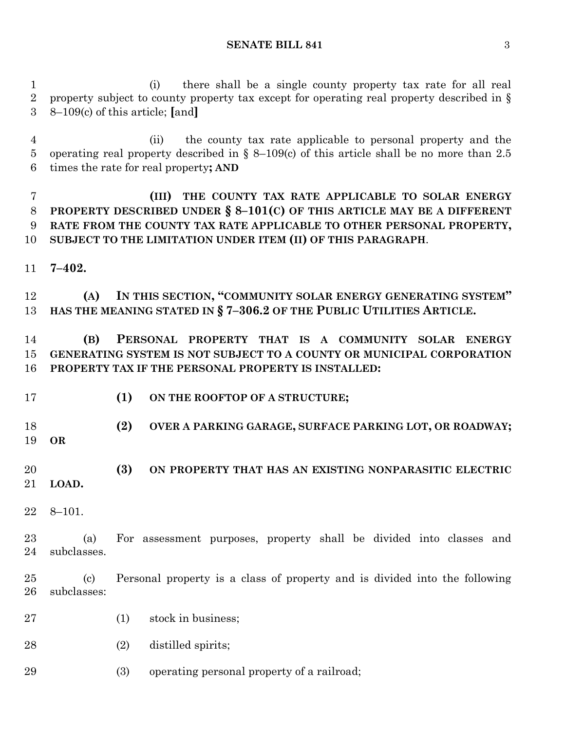(i) there shall be a single county property tax rate for all real property subject to county property tax except for operating real property described in § 8–109(c) of this article; [and]

(ii) the county tax rate applicable to personal property and the operating real property described in § 8–109(c) of this article shall be no more than 2.5 times the rate for real property**; AND**

**(III) THE COUNTY TAX RATE APPLICABLE TO SOLAR ENERGY PROPERTY DESCRIBED UNDER § 8–101(C) OF THIS ARTICLE MAY BE A DIFFERENT RATE FROM THE COUNTY TAX RATE APPLICABLE TO OTHER PERSONAL PROPERTY, SUBJECT TO THE LIMITATION UNDER ITEM (II) OF THIS PARAGRAPH**.

**7–402.**

**(A) IN THIS SECTION, "COMMUNITY SOLAR ENERGY GENERATING SYSTEM" HAS THE MEANING STATED IN § 7–306.2 OF THE PUBLIC UTILITIES ARTICLE.**

**(B) PERSONAL PROPERTY THAT IS A COMMUNITY SOLAR ENERGY GENERATING SYSTEM IS NOT SUBJECT TO A COUNTY OR MUNICIPAL CORPORATION PROPERTY TAX IF THE PERSONAL PROPERTY IS INSTALLED:**

**(1) ON THE ROOFTOP OF A STRUCTURE;**

**(2) OVER A PARKING GARAGE, SURFACE PARKING LOT, OR ROADWAY; OR**

**(3) ON PROPERTY THAT HAS AN EXISTING NONPARASITIC ELECTRIC LOAD.**

8–101.

(a) For assessment purposes, property shall be divided into classes and subclasses.

(c) Personal property is a class of property and is divided into the following subclasses:

(1) stock in business;

(2) distilled spirits;

(3) operating personal property of a railroad;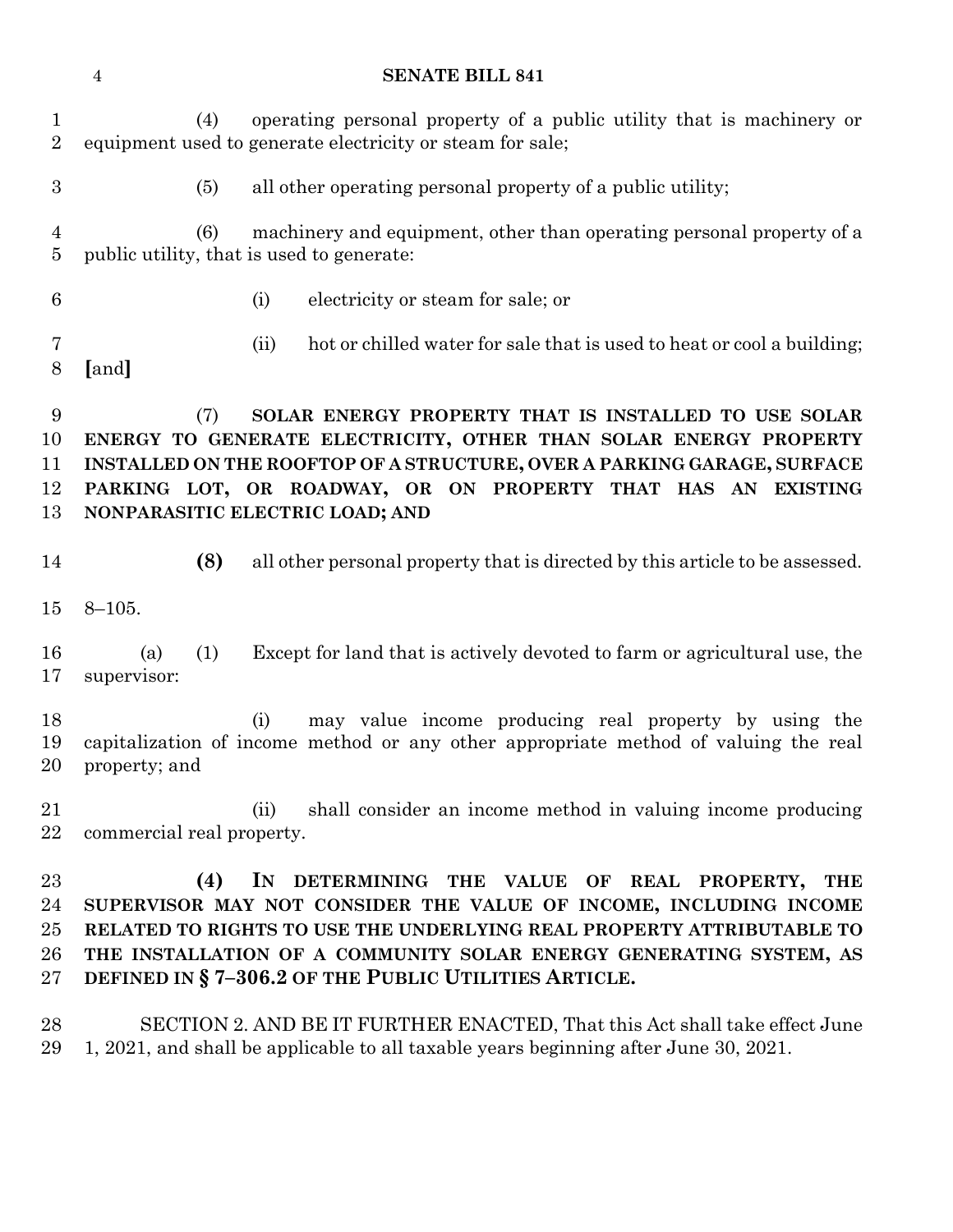(4) operating personal property of a public utility that is machinery or equipment used to generate electricity or steam for sale;

(5) all other operating personal property of a public utility;

(6) machinery and equipment, other than operating personal property of a public utility, that is used to generate:

(i) electricity or steam for sale; or

(ii) hot or chilled water for sale that is used to heat or cool a building; **[**and**]**

(7) **SOLAR ENERGY PROPERTY THAT IS INSTALLED TO USE SOLAR ENERGY TO GENERATE ELECTRICITY, OTHER THAN SOLAR ENERGY PROPERTY INSTALLED ON THE ROOFTOP OF A STRUCTURE, OVER A PARKING GARAGE, SURFACE PARKING LOT, OR ROADWAY, OR ON PROPERTY THAT HAS AN EXISTING NONPARASITIC ELECTRIC LOAD; AND**

**(8)** all other personal property that is directed by this article to be assessed.

8–105.

(a) (1) Except for land that is actively devoted to farm or agricultural use, the supervisor:

(i) may value income producing real property by using the capitalization of income method or any other appropriate method of valuing the real property; and

(ii) shall consider an income method in valuing income producing commercial real property.

**(4) IN DETERMINING THE VALUE OF REAL PROPERTY, THE SUPERVISOR MAY NOT CONSIDER THE VALUE OF INCOME, INCLUDING INCOME RELATED TO RIGHTS TO USE THE UNDERLYING REAL PROPERTY ATTRIBUTABLE TO THE INSTALLATION OF A COMMUNITY SOLAR ENERGY GENERATING SYSTEM, AS DEFINED IN § 7–306.2 OF THE PUBLIC UTILITIES ARTICLE.**

SECTION 2. AND BE IT FURTHER ENACTED, That this Act shall take effect June 1, 2021, and shall be applicable to all taxable years beginning after June 30, 2021.